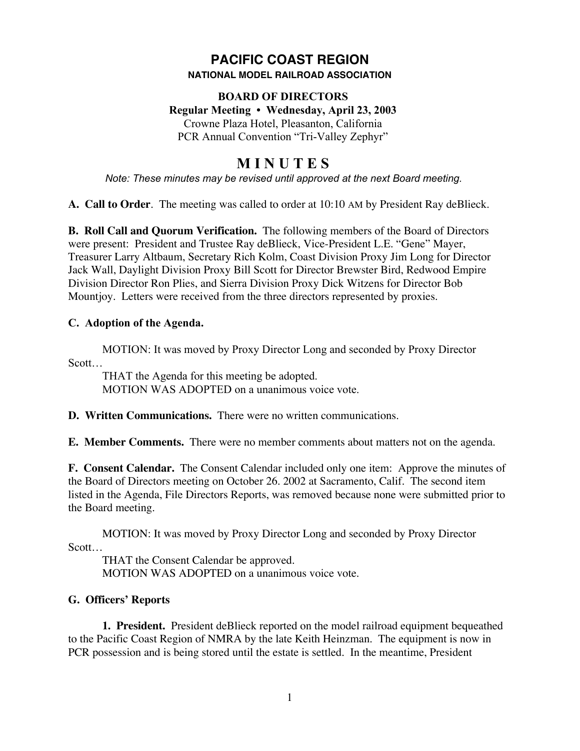# PACIFIC COAST REGION

**NATIONAL MODEL RAILROAD ASSOCIATION**

**BOARD OF DIRECTORS**

**Regular Meeting • Wednesday, April 23, 2003**

Crowne Plaza Hotel, Pleasanton, California

PCR Annual Convention "Tri-Valley Zephyr"

## M I N U T E S

*Note: These minutes may be revised until approved at the next Board meeting.*

**A. Call to Order**. The meeting was called to order at 10:10 AM by President Ray deBlieck.

**B. Roll Call and Quorum Verification.** The following members of the Board of Directors were present: President and Trustee Ray deBlieck, Vice-President L.E. "Gene" Mayer, Treasurer Larry Altbaum, Secretary Rich Kolm, Coast Division Proxy Jim Long for Director Jack Wall, Daylight Division Proxy Bill Scott for Director Brewster Bird, Redwood Empire Division Director Ron Plies, and Sierra Division Proxy Dick Witzens for Director Bob Mountjoy. Letters were received from the three directors represented by proxies.

**C. Adoption of the Agenda.**

MOTION: It was moved by Proxy Director Long and seconded by Proxy Director Scott…

THAT the Agenda for this meeting be adopted.

MOTION WAS ADOPTED on a unanimous voice vote.

**D. Written Communications.** There were no written communications.

**E. Member Comments.** There were no member comments about matters not on the agenda.

**F. Consent Calendar.** The Consent Calendar included only one item: Approve the minutes of the Board of Directors meeting on October 26. 2002 at Sacramento, Calif. The second item listed in the Agenda, File Directors Reports, was removed because none were submitted prior to the Board meeting.

MOTION: It was moved by Proxy Director Long and seconded by Proxy Director Scott…

THAT the Consent Calendar be approved.

MOTION WAS ADOPTED on a unanimous voice vote.

**G. Officers' Reports**

**1. President.** President deBlieck reported on the model railroad equipment bequeathed to the Pacific Coast Region of NMRA by the late Keith Heinzman. The equipment is now in PCR possession and is being stored until the estate is settled. In the meantime, President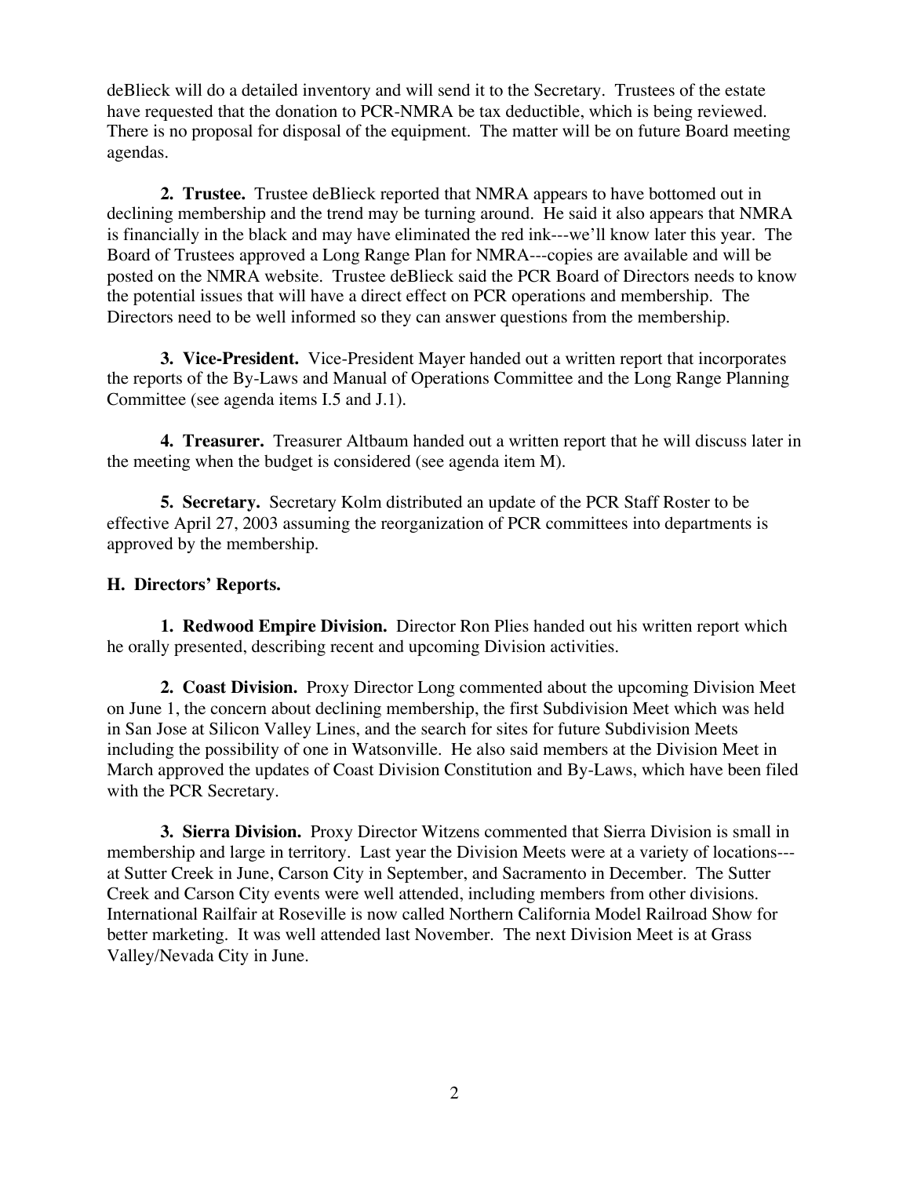deBlieck will do a detailed inventory and will send it to the Secretary. Trustees of the estate have requested that the donation to PCR-NMRA be tax deductible, which is being reviewed. There is no proposal for disposal of the equipment. The matter will be on future Board meeting agendas.

**2. Trustee.** Trustee deBlieck reported that NMRA appears to have bottomed out in declining membership and the trend may be turning around. He said it also appears that NMRA is financially in the black and may have eliminated the red ink---we'll know later this year. The Board of Trustees approved a Long Range Plan for NMRA---copies are available and will be posted on the NMRA website. Trustee deBlieck said the PCR Board of Directors needs to know the potential issues that will have a direct effect on PCR operations and membership. The Directors need to be well informed so they can answer questions from the membership.

**3. Vice-President.** Vice-President Mayer handed out a written report that incorporates the reports of the By-Laws and Manual of Operations Committee and the Long Range Planning Committee (see agenda items I.5 and J.1).

**4. Treasurer.** Treasurer Altbaum handed out a written report that he will discuss later in the meeting when the budget is considered (see agenda item M).

**5. Secretary.** Secretary Kolm distributed an update of the PCR Staff Roster to be effective April 27, 2003 assuming the reorganization of PCR committees into departments is approved by the membership.

**H. Directors' Reports.**

**1. Redwood Empire Division.** Director Ron Plies handed out his written report which he orally presented, describing recent and upcoming Division activities.

**2. Coast Division.** Proxy Director Long commented about the upcoming Division Meet on June 1, the concern about declining membership, the first Subdivision Meet which was held in San Jose at Silicon Valley Lines, and the search for sites for future Subdivision Meets including the possibility of one in Watsonville. He also said members at the Division Meet in March approved the updates of Coast Division Constitution and By-Laws, which have been filed with the PCR Secretary.

**3. Sierra Division.** Proxy Director Witzens commented that Sierra Division is small in membership and large in territory. Last year the Division Meets were at a variety of locations---at Sutter Creek in June, Carson City in September, and Sacramento in December. The Sutter Creek and Carson City events were well attended, including members from other divisions. International Railfair at Roseville is now called Northern California Model Railroad Show for better marketing. It was well attended last November. The next Division Meet is at Grass Valley/Nevada City in June.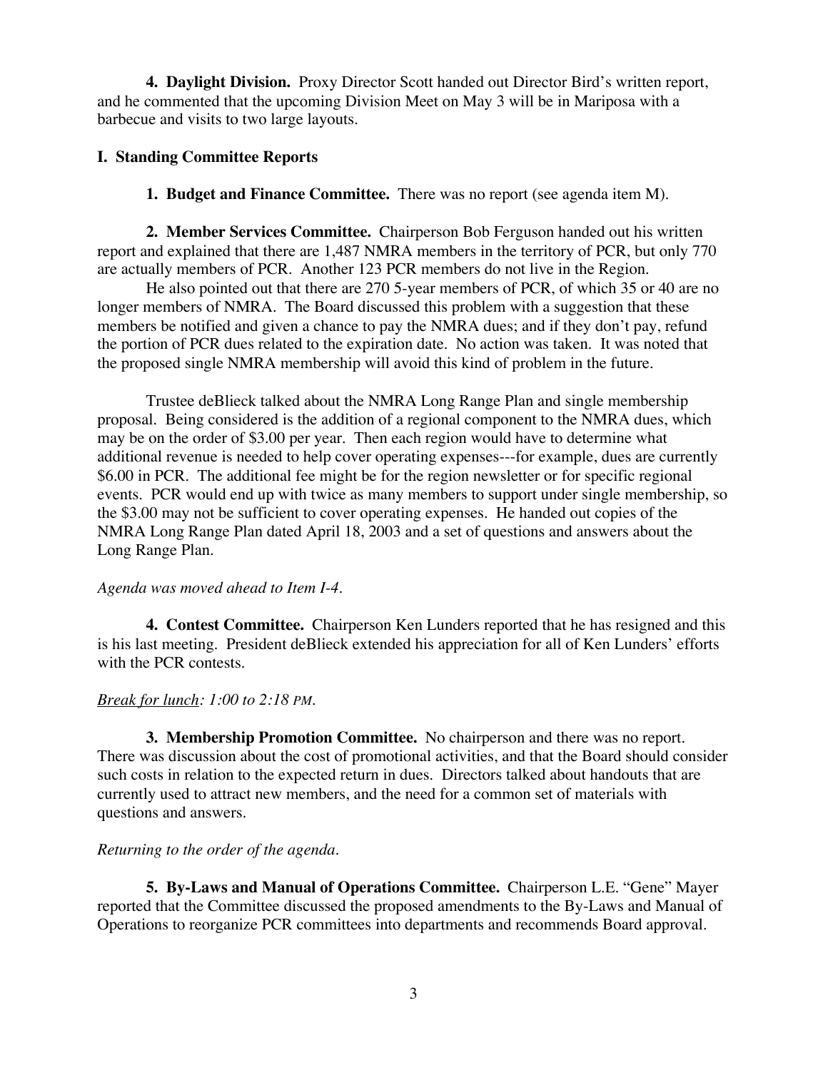**4. Daylight Division.** Proxy Director Scott handed out Director Bird's written report, and he commented that the upcoming Division Meet on May 3 will be in Mariposa with a barbecue and visits to two large layouts.

**I. Standing Committee Reports**

**1. Budget and Finance Committee.** There was no report (see agenda item M).

**2. Member Services Committee.** Chairperson Bob Ferguson handed out his written report and explained that there are 1,487 NMRA members in the territory of PCR, but only 770 are actually members of PCR. Another 123 PCR members do not live in the Region.

He also pointed out that there are 270 5-year members of PCR, of which 35 or 40 are no longer members of NMRA. The Board discussed this problem with a suggestion that these members be notified and given a chance to pay the NMRA dues; and if they don't pay, refund the portion of PCR dues related to the expiration date. No action was taken. It was noted that the proposed single NMRA membership will avoid this kind of problem in the future.

Trustee deBlieck talked about the NMRA Long Range Plan and single membership proposal. Being considered is the addition of a regional component to the NMRA dues, which may be on the order of $3.00 per year. Then each region would have to determine what additional revenue is needed to help cover operating expenses---for example, dues are currently $6.00 in PCR. The additional fee might be for the region newsletter or for specific regional events. PCR would end up with twice as many members to support under single membership, so the $3.00 may not be sufficient to cover operating expenses. He handed out copies of the NMRA Long Range Plan dated April 18, 2003 and a set of questions and answers about the Long Range Plan.

*Agenda was moved ahead to Item I-4.*

**4. Contest Committee.** Chairperson Ken Lunders reported that he has resigned and this is his last meeting. President deBlieck extended his appreciation for all of Ken Lunders' efforts with the PCR contests.

*Break for lunch: 1:00 to 2:18 PM.*

**3. Membership Promotion Committee.** No chairperson and there was no report. There was discussion about the cost of promotional activities, and that the Board should consider such costs in relation to the expected return in dues. Directors talked about handouts that are currently used to attract new members, and the need for a common set of materials with questions and answers.

*Returning to the order of the agenda.*

**5. By-Laws and Manual of Operations Committee.** Chairperson L.E. "Gene" Mayer reported that the Committee discussed the proposed amendments to the By-Laws and Manual of Operations to reorganize PCR committees into departments and recommends Board approval.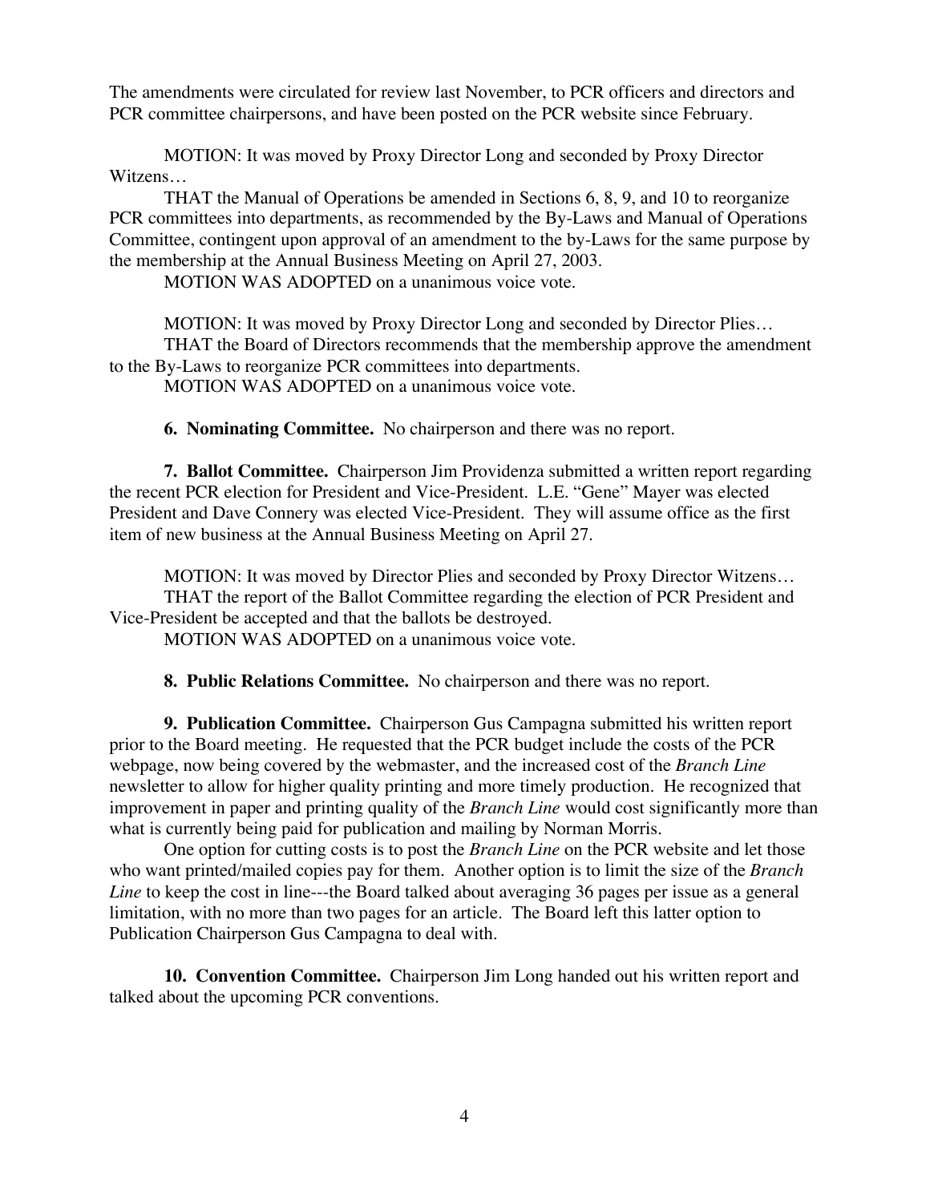The amendments were circulated for review last November, to PCR officers and directors and PCR committee chairpersons, and have been posted on the PCR website since February.

MOTION: It was moved by Proxy Director Long and seconded by Proxy Director Witzens…

THAT the Manual of Operations be amended in Sections 6, 8, 9, and 10 to reorganize PCR committees into departments, as recommended by the By-Laws and Manual of Operations Committee, contingent upon approval of an amendment to the by-Laws for the same purpose by the membership at the Annual Business Meeting on April 27, 2003.

MOTION WAS ADOPTED on a unanimous voice vote.

MOTION: It was moved by Proxy Director Long and seconded by Director Plies…

THAT the Board of Directors recommends that the membership approve the amendment to the By-Laws to reorganize PCR committees into departments.

MOTION WAS ADOPTED on a unanimous voice vote.

**6. Nominating Committee.** No chairperson and there was no report.

**7. Ballot Committee.** Chairperson Jim Providenza submitted a written report regarding the recent PCR election for President and Vice-President. L.E. "Gene" Mayer was elected President and Dave Connery was elected Vice-President. They will assume office as the first item of new business at the Annual Business Meeting on April 27.

MOTION: It was moved by Director Plies and seconded by Proxy Director Witzens…

THAT the report of the Ballot Committee regarding the election of PCR President and Vice-President be accepted and that the ballots be destroyed.

MOTION WAS ADOPTED on a unanimous voice vote.

**8. Public Relations Committee.** No chairperson and there was no report.

**9. Publication Committee.** Chairperson Gus Campagna submitted his written report prior to the Board meeting. He requested that the PCR budget include the costs of the PCR webpage, now being covered by the webmaster, and the increased cost of the *Branch Line* newsletter to allow for higher quality printing and more timely production. He recognized that improvement in paper and printing quality of the *Branch Line* would cost significantly more than what is currently being paid for publication and mailing by Norman Morris.

One option for cutting costs is to post the *Branch Line* on the PCR website and let those who want printed/mailed copies pay for them. Another option is to limit the size of the *Branch Line* to keep the cost in line---the Board talked about averaging 36 pages per issue as a general limitation, with no more than two pages for an article. The Board left this latter option to Publication Chairperson Gus Campagna to deal with.

**10. Convention Committee.** Chairperson Jim Long handed out his written report and talked about the upcoming PCR conventions.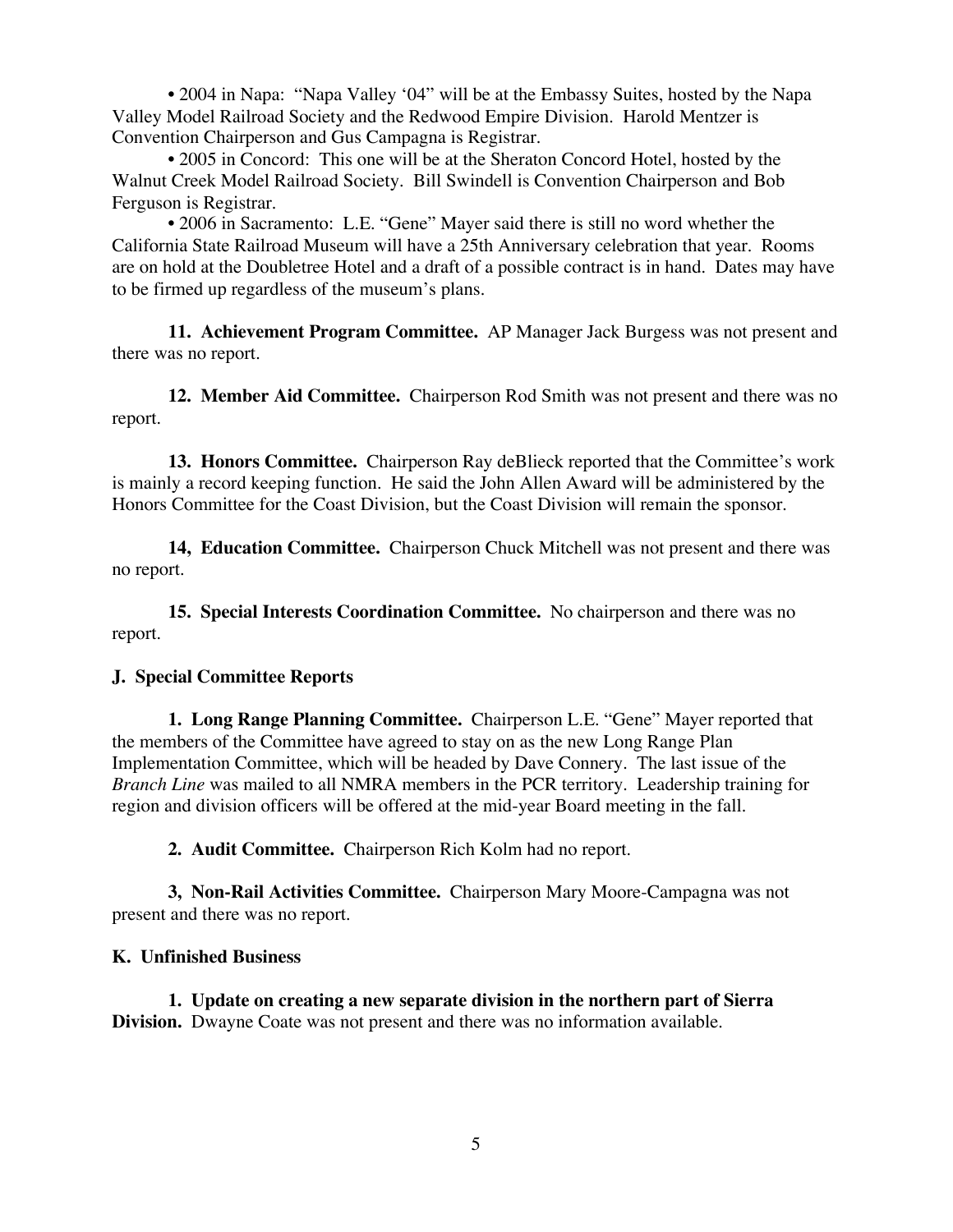• 2004 in Napa: "Napa Valley '04" will be at the Embassy Suites, hosted by the Napa Valley Model Railroad Society and the Redwood Empire Division. Harold Mentzer is Convention Chairperson and Gus Campagna is Registrar.

• 2005 in Concord: This one will be at the Sheraton Concord Hotel, hosted by the Walnut Creek Model Railroad Society. Bill Swindell is Convention Chairperson and Bob Ferguson is Registrar.

• 2006 in Sacramento: L.E. "Gene" Mayer said there is still no word whether the California State Railroad Museum will have a 25th Anniversary celebration that year. Rooms are on hold at the Doubletree Hotel and a draft of a possible contract is in hand. Dates may have to be firmed up regardless of the museum's plans.

**11. Achievement Program Committee.** AP Manager Jack Burgess was not present and there was no report.

**12. Member Aid Committee.** Chairperson Rod Smith was not present and there was no report.

**13. Honors Committee.** Chairperson Ray deBlieck reported that the Committee's work is mainly a record keeping function. He said the John Allen Award will be administered by the Honors Committee for the Coast Division, but the Coast Division will remain the sponsor.

**14, Education Committee.** Chairperson Chuck Mitchell was not present and there was no report.

**15. Special Interests Coordination Committee.** No chairperson and there was no report.

**J. Special Committee Reports**

**1. Long Range Planning Committee.** Chairperson L.E. "Gene" Mayer reported that the members of the Committee have agreed to stay on as the new Long Range Plan Implementation Committee, which will be headed by Dave Connery. The last issue of the *Branch Line* was mailed to all NMRA members in the PCR territory. Leadership training for region and division officers will be offered at the mid-year Board meeting in the fall.

**2. Audit Committee.** Chairperson Rich Kolm had no report.

**3, Non-Rail Activities Committee.** Chairperson Mary Moore-Campagna was not present and there was no report.

**K. Unfinished Business**

**1. Update on creating a new separate division in the northern part of Sierra Division.** Dwayne Coate was not present and there was no information available.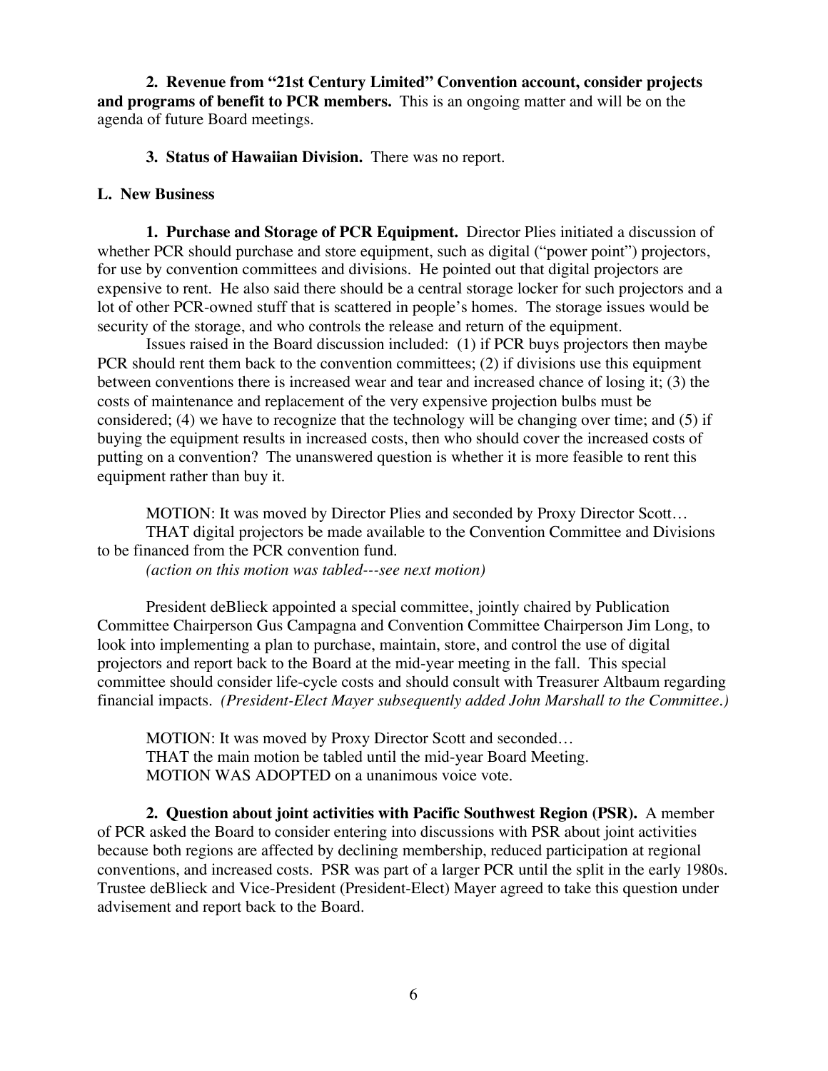**2. Revenue from "21st Century Limited" Convention account, consider projects and programs of benefit to PCR members.** This is an ongoing matter and will be on the agenda of future Board meetings.

**3. Status of Hawaiian Division.** There was no report.

**L. New Business**

**1. Purchase and Storage of PCR Equipment.** Director Plies initiated a discussion of whether PCR should purchase and store equipment, such as digital ("power point") projectors, for use by convention committees and divisions. He pointed out that digital projectors are expensive to rent. He also said there should be a central storage locker for such projectors and a lot of other PCR-owned stuff that is scattered in people's homes. The storage issues would be security of the storage, and who controls the release and return of the equipment.

Issues raised in the Board discussion included: (1) if PCR buys projectors then maybe PCR should rent them back to the convention committees; (2) if divisions use this equipment between conventions there is increased wear and tear and increased chance of losing it; (3) the costs of maintenance and replacement of the very expensive projection bulbs must be considered; (4) we have to recognize that the technology will be changing over time; and (5) if buying the equipment results in increased costs, then who should cover the increased costs of putting on a convention? The unanswered question is whether it is more feasible to rent this equipment rather than buy it.

MOTION: It was moved by Director Plies and seconded by Proxy Director Scott…
THAT digital projectors be made available to the Convention Committee and Divisions to be financed from the PCR convention fund.
*(action on this motion was tabled---see next motion)*

President deBlieck appointed a special committee, jointly chaired by Publication Committee Chairperson Gus Campagna and Convention Committee Chairperson Jim Long, to look into implementing a plan to purchase, maintain, store, and control the use of digital projectors and report back to the Board at the mid-year meeting in the fall. This special committee should consider life-cycle costs and should consult with Treasurer Altbaum regarding financial impacts. *(President-Elect Mayer subsequently added John Marshall to the Committee.)*

MOTION: It was moved by Proxy Director Scott and seconded…
THAT the main motion be tabled until the mid-year Board Meeting.
MOTION WAS ADOPTED on a unanimous voice vote.

**2. Question about joint activities with Pacific Southwest Region (PSR).** A member of PCR asked the Board to consider entering into discussions with PSR about joint activities because both regions are affected by declining membership, reduced participation at regional conventions, and increased costs. PSR was part of a larger PCR until the split in the early 1980s. Trustee deBlieck and Vice-President (President-Elect) Mayer agreed to take this question under advisement and report back to the Board.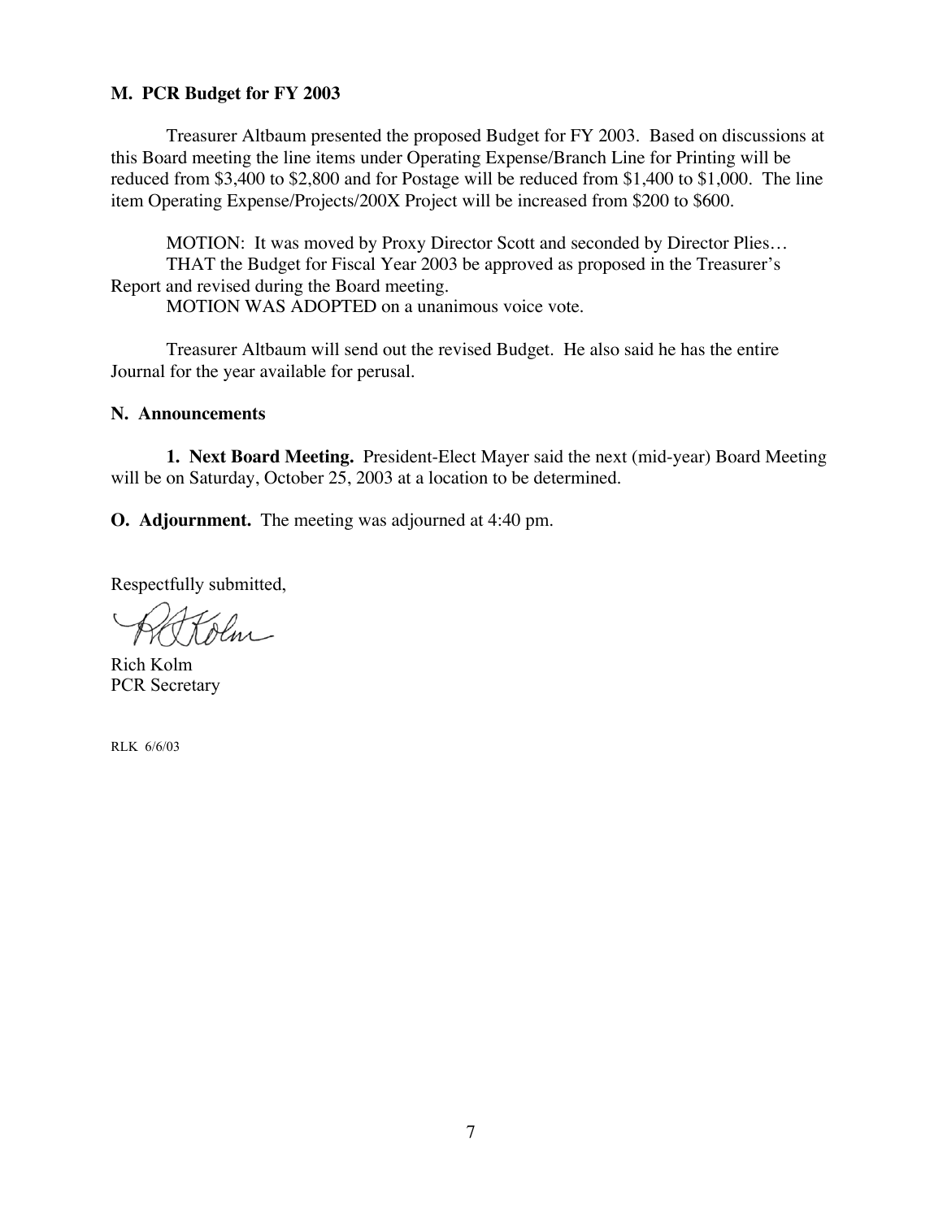## M. PCR Budget for FY 2003

Treasurer Altbaum presented the proposed Budget for FY 2003. Based on discussions at this Board meeting the line items under Operating Expense/Branch Line for Printing will be reduced from $3,400 to $2,800 and for Postage will be reduced from $1,400 to $1,000. The line item Operating Expense/Projects/200X Project will be increased from $200 to $600.

MOTION: It was moved by Proxy Director Scott and seconded by Director Plies…
THAT the Budget for Fiscal Year 2003 be approved as proposed in the Treasurer's Report and revised during the Board meeting.
MOTION WAS ADOPTED on a unanimous voice vote.

Treasurer Altbaum will send out the revised Budget. He also said he has the entire Journal for the year available for perusal.

## N. Announcements

**1. Next Board Meeting.** President-Elect Mayer said the next (mid-year) Board Meeting will be on Saturday, October 25, 2003 at a location to be determined.

**O. Adjournment.** The meeting was adjourned at 4:40 pm.

Respectfully submitted,

Rich Kolm
PCR Secretary

RLK 6/6/03